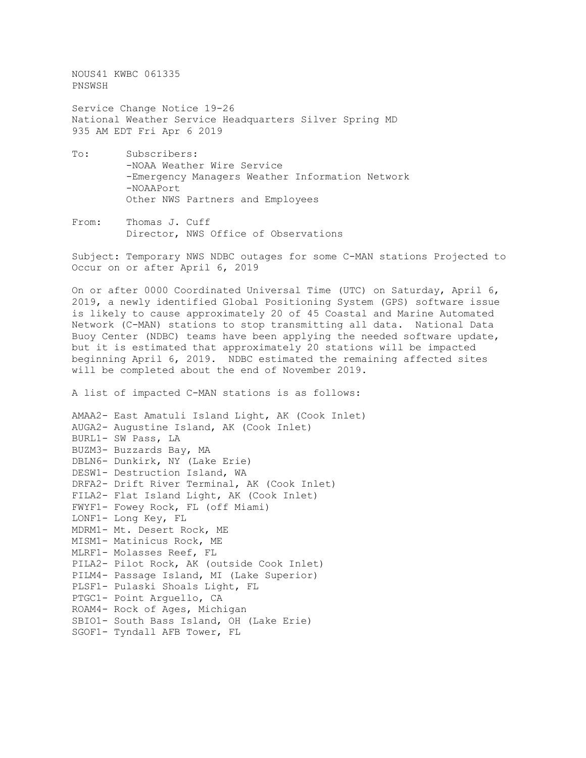NOUS41 KWBC 061335
PNSWSH

Service Change Notice 19-26
National Weather Service Headquarters Silver Spring MD
935 AM EDT Fri Apr 6 2019

To: Subscribers:
- -NOAA Weather Wire Service
- -Emergency Managers Weather Information Network
- -NOAAPort

Other NWS Partners and Employees

From: Thomas J. Cuff
Director, NWS Office of Observations

Subject: Temporary NWS NDBC outages for some C-MAN stations Projected to Occur on or after April 6, 2019

On or after 0000 Coordinated Universal Time (UTC) on Saturday, April 6, 2019, a newly identified Global Positioning System (GPS) software issue is likely to cause approximately 20 of 45 Coastal and Marine Automated Network (C-MAN) stations to stop transmitting all data. National Data Buoy Center (NDBC) teams have been applying the needed software update, but it is estimated that approximately 20 stations will be impacted beginning April 6, 2019. NDBC estimated the remaining affected sites will be completed about the end of November 2019.

A list of impacted C-MAN stations is as follows:

AMAA2- East Amatuli Island Light, AK (Cook Inlet)
AUGA2- Augustine Island, AK (Cook Inlet)
BURL1- SW Pass, LA
BUZM3- Buzzards Bay, MA
DBLN6- Dunkirk, NY (Lake Erie)
DESW1- Destruction Island, WA
DRFA2- Drift River Terminal, AK (Cook Inlet)
FILA2- Flat Island Light, AK (Cook Inlet)
FWYF1- Fowey Rock, FL (off Miami)
LONF1- Long Key, FL
MDRM1- Mt. Desert Rock, ME
MISM1- Matinicus Rock, ME
MLRF1- Molasses Reef, FL
PILA2- Pilot Rock, AK (outside Cook Inlet)
PILM4- Passage Island, MI (Lake Superior)
PLSF1- Pulaski Shoals Light, FL
PTGC1- Point Arguello, CA
ROAM4- Rock of Ages, Michigan
SBIO1- South Bass Island, OH (Lake Erie)
SGOF1- Tyndall AFB Tower, FL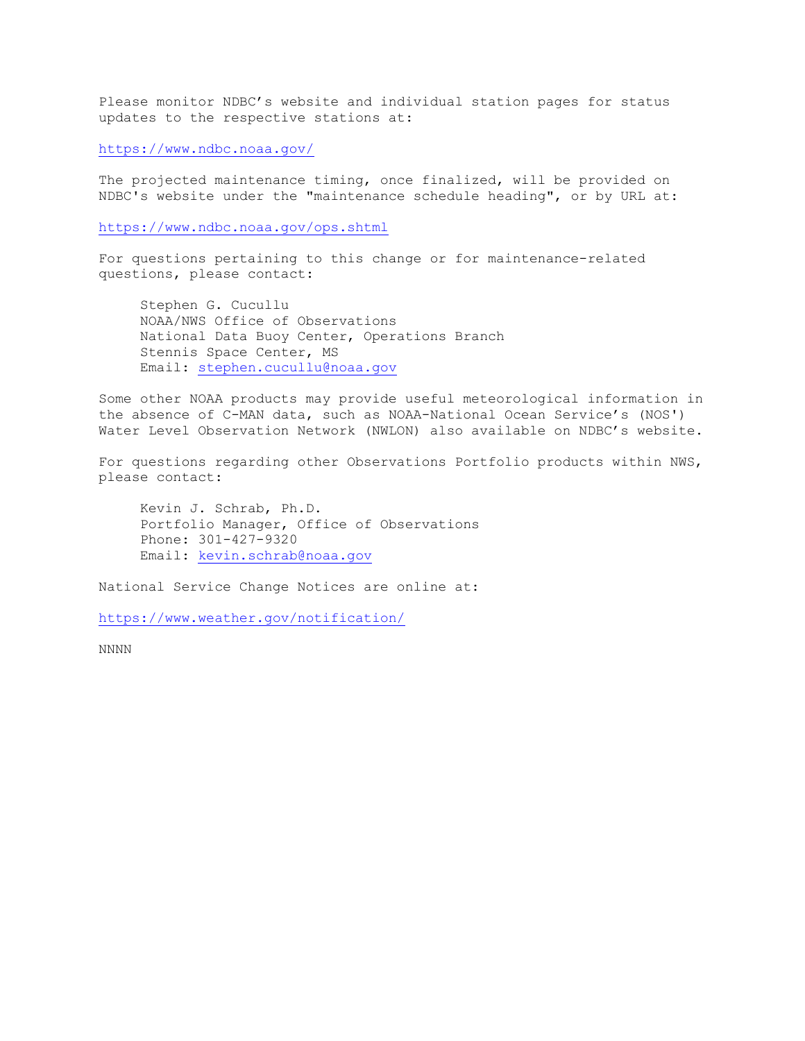Please monitor NDBC's website and individual station pages for status updates to the respective stations at:

https://www.ndbc.noaa.gov/

The projected maintenance timing, once finalized, will be provided on NDBC's website under the "maintenance schedule heading", or by URL at:

https://www.ndbc.noaa.gov/ops.shtml

For questions pertaining to this change or for maintenance-related questions, please contact:

Stephen G. Cucullu
NOAA/NWS Office of Observations
National Data Buoy Center, Operations Branch
Stennis Space Center, MS
Email: stephen.cucullu@noaa.gov

Some other NOAA products may provide useful meteorological information in the absence of C-MAN data, such as NOAA-National Ocean Service's (NOS') Water Level Observation Network (NWLON) also available on NDBC's website.

For questions regarding other Observations Portfolio products within NWS, please contact:

Kevin J. Schrab, Ph.D.
Portfolio Manager, Office of Observations
Phone: 301-427-9320
Email: kevin.schrab@noaa.gov

National Service Change Notices are online at:

https://www.weather.gov/notification/

NNNN